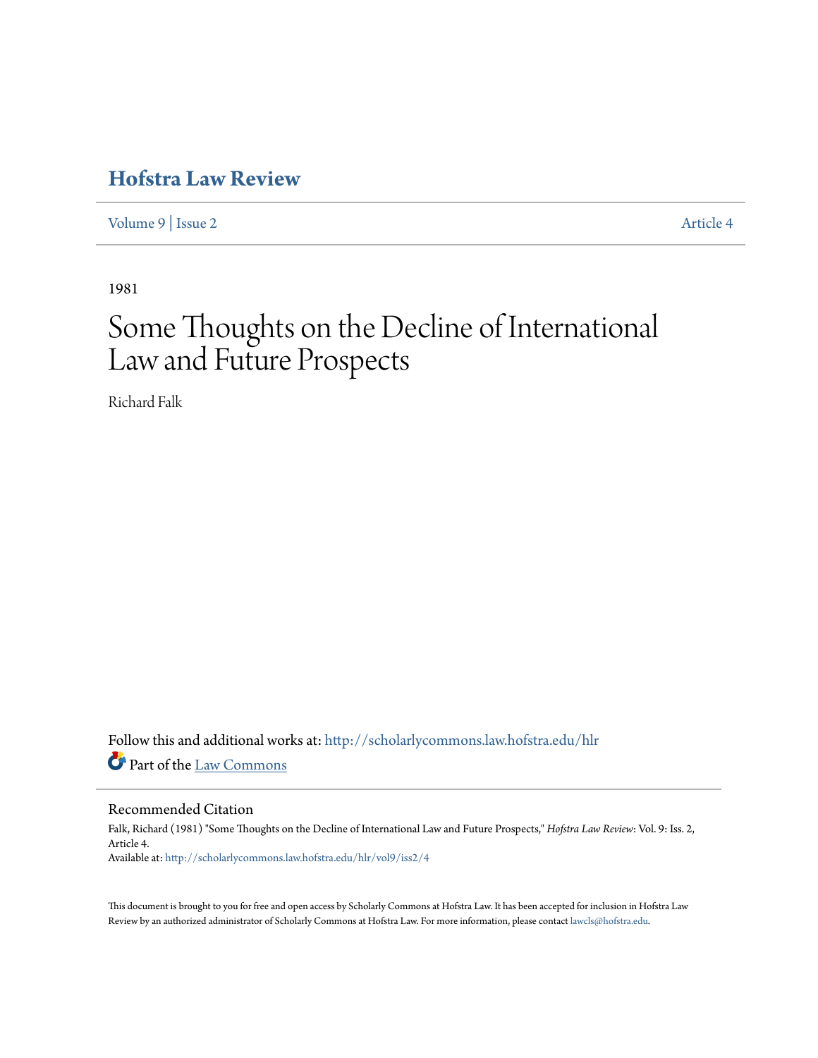# Hofstra Law Review

Volume 9 | Issue 2 Article 4

1981

# Some Thoughts on the Decline of International Law and Future Prospects

Richard Falk

Follow this and additional works at: http://scholarlycommons.law.hofstra.edu/hlr

Part of the Law Commons

## Recommended Citation

Falk, Richard (1981) "Some Thoughts on the Decline of International Law and Future Prospects," *Hofstra Law Review*: Vol. 9: Iss. 2, Article 4.
Available at: http://scholarlycommons.law.hofstra.edu/hlr/vol9/iss2/4

This document is brought to you for free and open access by Scholarly Commons at Hofstra Law. It has been accepted for inclusion in Hofstra Law Review by an authorized administrator of Scholarly Commons at Hofstra Law. For more information, please contact lawcls@hofstra.edu.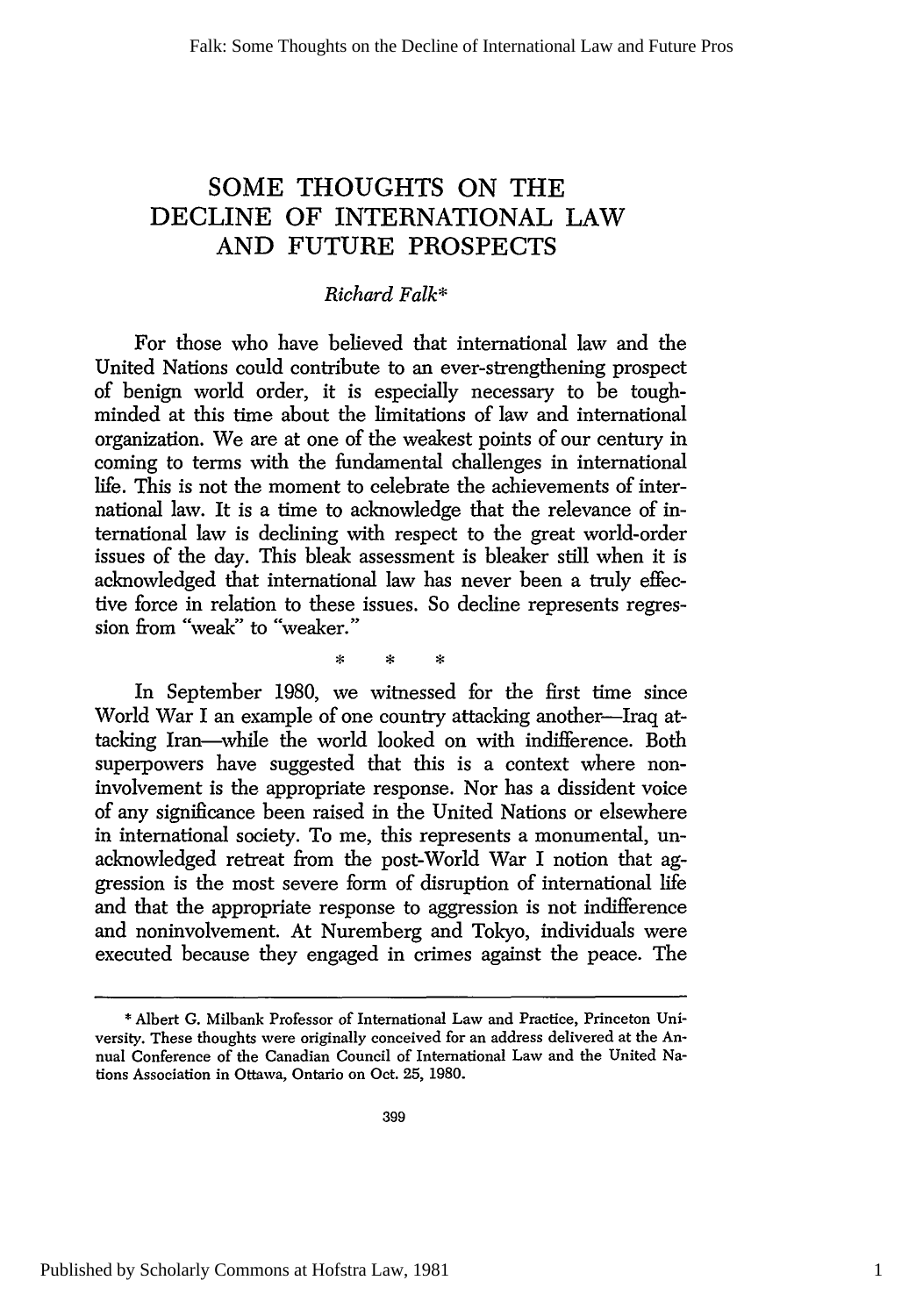# SOME THOUGHTS ON THE DECLINE OF INTERNATIONAL LAW AND FUTURE PROSPECTS

*Richard Falk**

For those who have believed that international law and the United Nations could contribute to an ever-strengthening prospect of benign world order, it is especially necessary to be tough-minded at this time about the limitations of law and international organization. We are at one of the weakest points of our century in coming to terms with the fundamental challenges in international life. This is not the moment to celebrate the achievements of international law. It is a time to acknowledge that the relevance of international law is declining with respect to the great world-order issues of the day. This bleak assessment is bleaker still when it is acknowledged that international law has never been a truly effective force in relation to these issues. So decline represents regression from "weak" to "weaker."

\* \* \*

In September 1980, we witnessed for the first time since World War I an example of one country attacking another—Iraq attacking Iran—while the world looked on with indifference. Both superpowers have suggested that this is a context where noninvolvement is the appropriate response. Nor has a dissident voice of any significance been raised in the United Nations or elsewhere in international society. To me, this represents a monumental, unacknowledged retreat from the post-World War I notion that aggression is the most severe form of disruption of international life and that the appropriate response to aggression is not indifference and noninvolvement. At Nuremberg and Tokyo, individuals were executed because they engaged in crimes against the peace. The

---

\* Albert G. Milbank Professor of International Law and Practice, Princeton University. These thoughts were originally conceived for an address delivered at the Annual Conference of the Canadian Council of International Law and the United Nations Association in Ottawa, Ontario on Oct. 25, 1980.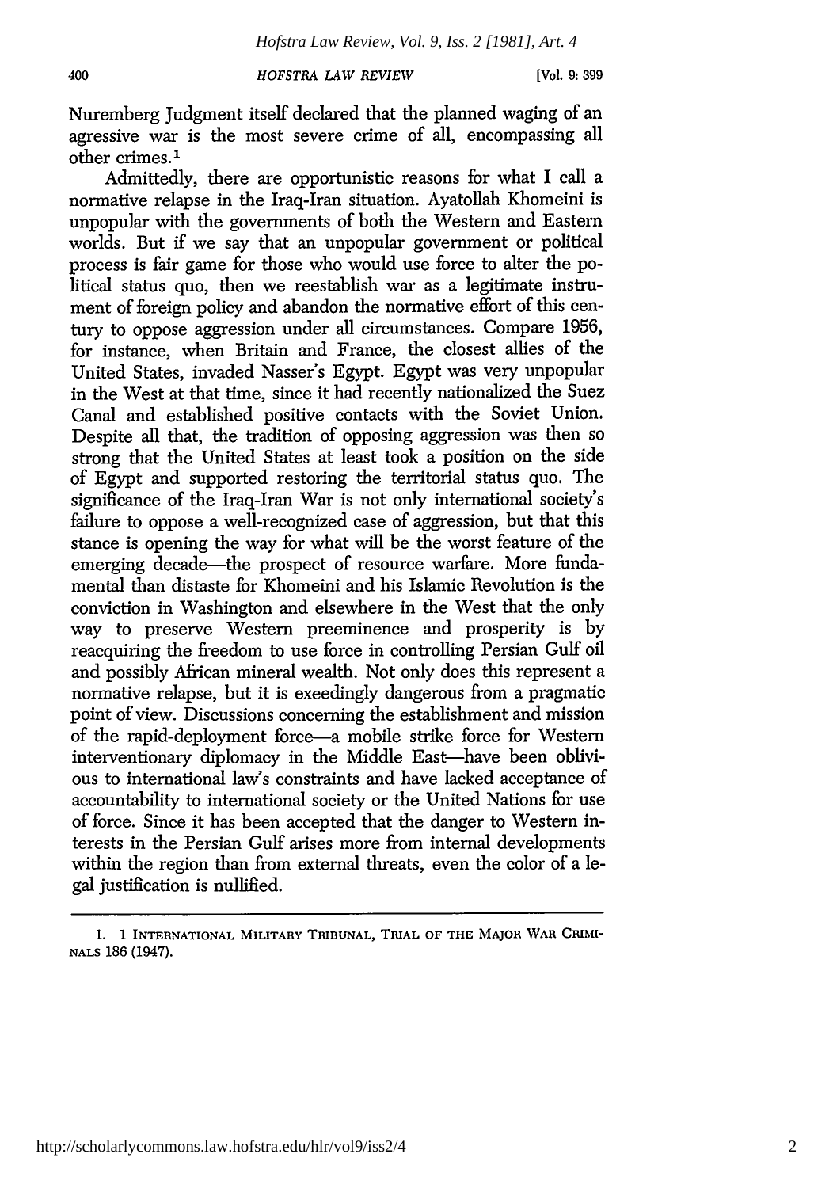Nuremberg Judgment itself declared that the planned waging of an agressive war is the most severe crime of all, encompassing all other crimes.[1]

Admittedly, there are opportunistic reasons for what I call a normative relapse in the Iraq-Iran situation. Ayatollah Khomeini is unpopular with the governments of both the Western and Eastern worlds. But if we say that an unpopular government or political process is fair game for those who would use force to alter the political status quo, then we reestablish war as a legitimate instrument of foreign policy and abandon the normative effort of this century to oppose aggression under all circumstances. Compare 1956, for instance, when Britain and France, the closest allies of the United States, invaded Nasser's Egypt. Egypt was very unpopular in the West at that time, since it had recently nationalized the Suez Canal and established positive contacts with the Soviet Union. Despite all that, the tradition of opposing aggression was then so strong that the United States at least took a position on the side of Egypt and supported restoring the territorial status quo. The significance of the Iraq-Iran War is not only international society's failure to oppose a well-recognized case of aggression, but that this stance is opening the way for what will be the worst feature of the emerging decade—the prospect of resource warfare. More fundamental than distaste for Khomeini and his Islamic Revolution is the conviction in Washington and elsewhere in the West that the only way to preserve Western preeminence and prosperity is by reacquiring the freedom to use force in controlling Persian Gulf oil and possibly African mineral wealth. Not only does this represent a normative relapse, but it is exeedingly dangerous from a pragmatic point of view. Discussions concerning the establishment and mission of the rapid-deployment force—a mobile strike force for Western interventionary diplomacy in the Middle East—have been oblivious to international law's constraints and have lacked acceptance of accountability to international society or the United Nations for use of force. Since it has been accepted that the danger to Western interests in the Persian Gulf arises more from internal developments within the region than from external threats, even the color of a legal justification is nullified.

---

1. 1 INTERNATIONAL MILITARY TRIBUNAL, TRIAL OF THE MAJOR WAR CRIMINALS 186 (1947).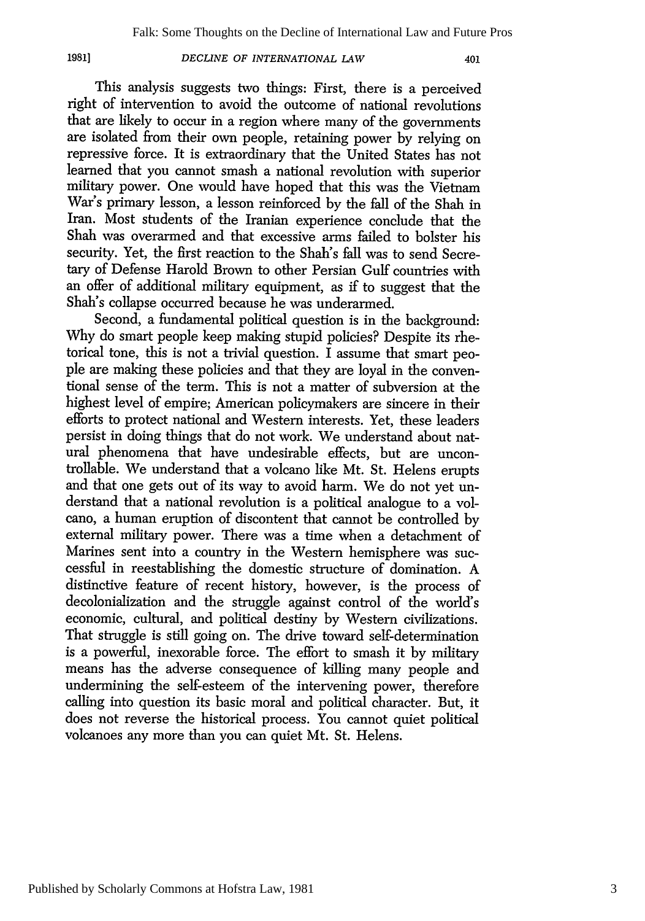This analysis suggests two things: First, there is a perceived right of intervention to avoid the outcome of national revolutions that are likely to occur in a region where many of the governments are isolated from their own people, retaining power by relying on repressive force. It is extraordinary that the United States has not learned that you cannot smash a national revolution with superior military power. One would have hoped that this was the Vietnam War's primary lesson, a lesson reinforced by the fall of the Shah in Iran. Most students of the Iranian experience conclude that the Shah was overarmed and that excessive arms failed to bolster his security. Yet, the first reaction to the Shah's fall was to send Secretary of Defense Harold Brown to other Persian Gulf countries with an offer of additional military equipment, as if to suggest that the Shah's collapse occurred because he was underarmed.

Second, a fundamental political question is in the background: Why do smart people keep making stupid policies? Despite its rhetorical tone, this is not a trivial question. I assume that smart people are making these policies and that they are loyal in the conventional sense of the term. This is not a matter of subversion at the highest level of empire; American policymakers are sincere in their efforts to protect national and Western interests. Yet, these leaders persist in doing things that do not work. We understand about natural phenomena that have undesirable effects, but are uncontrollable. We understand that a volcano like Mt. St. Helens erupts and that one gets out of its way to avoid harm. We do not yet understand that a national revolution is a political analogue to a volcano, a human eruption of discontent that cannot be controlled by external military power. There was a time when a detachment of Marines sent into a country in the Western hemisphere was successful in reestablishing the domestic structure of domination. A distinctive feature of recent history, however, is the process of decolonialization and the struggle against control of the world's economic, cultural, and political destiny by Western civilizations. That struggle is still going on. The drive toward self-determination is a powerful, inexorable force. The effort to smash it by military means has the adverse consequence of killing many people and undermining the self-esteem of the intervening power, therefore calling into question its basic moral and political character. But, it does not reverse the historical process. You cannot quiet political volcanoes any more than you can quiet Mt. St. Helens.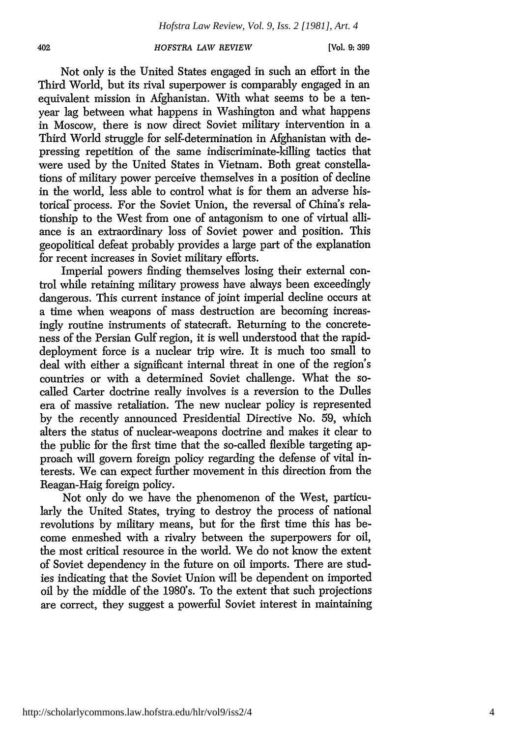Not only is the United States engaged in such an effort in the Third World, but its rival superpower is comparably engaged in an equivalent mission in Afghanistan. With what seems to be a ten-year lag between what happens in Washington and what happens in Moscow, there is now direct Soviet military intervention in a Third World struggle for self-determination in Afghanistan with depressing repetition of the same indiscriminate-killing tactics that were used by the United States in Vietnam. Both great constellations of military power perceive themselves in a position of decline in the world, less able to control what is for them an adverse historical process. For the Soviet Union, the reversal of China's relationship to the West from one of antagonism to one of virtual alliance is an extraordinary loss of Soviet power and position. This geopolitical defeat probably provides a large part of the explanation for recent increases in Soviet military efforts.

Imperial powers finding themselves losing their external control while retaining military prowess have always been exceedingly dangerous. This current instance of joint imperial decline occurs at a time when weapons of mass destruction are becoming increasingly routine instruments of statecraft. Returning to the concreteness of the Persian Gulf region, it is well understood that the rapid-deployment force is a nuclear trip wire. It is much too small to deal with either a significant internal threat in one of the region's countries or with a determined Soviet challenge. What the so-called Carter doctrine really involves is a reversion to the Dulles era of massive retaliation. The new nuclear policy is represented by the recently announced Presidential Directive No. 59, which alters the status of nuclear-weapons doctrine and makes it clear to the public for the first time that the so-called flexible targeting approach will govern foreign policy regarding the defense of vital interests. We can expect further movement in this direction from the Reagan-Haig foreign policy.

Not only do we have the phenomenon of the West, particularly the United States, trying to destroy the process of national revolutions by military means, but for the first time this has become enmeshed with a rivalry between the superpowers for oil, the most critical resource in the world. We do not know the extent of Soviet dependency in the future on oil imports. There are studies indicating that the Soviet Union will be dependent on imported oil by the middle of the 1980's. To the extent that such projections are correct, they suggest a powerful Soviet interest in maintaining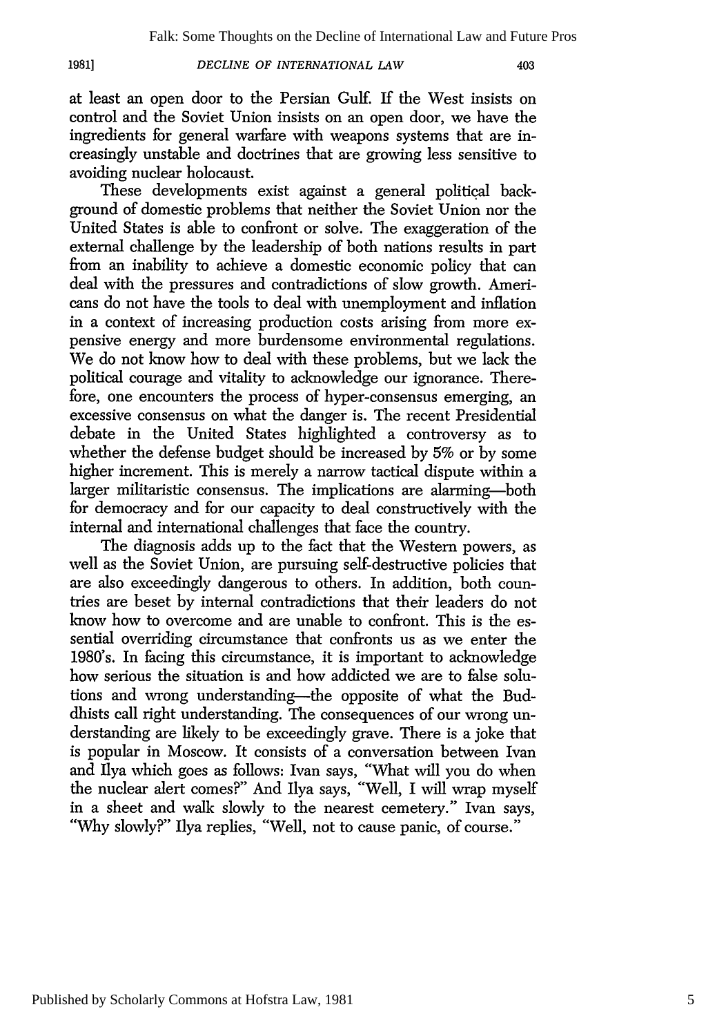at least an open door to the Persian Gulf. If the West insists on control and the Soviet Union insists on an open door, we have the ingredients for general warfare with weapons systems that are increasingly unstable and doctrines that are growing less sensitive to avoiding nuclear holocaust.

These developments exist against a general political background of domestic problems that neither the Soviet Union nor the United States is able to confront or solve. The exaggeration of the external challenge by the leadership of both nations results in part from an inability to achieve a domestic economic policy that can deal with the pressures and contradictions of slow growth. Americans do not have the tools to deal with unemployment and inflation in a context of increasing production costs arising from more expensive energy and more burdensome environmental regulations. We do not know how to deal with these problems, but we lack the political courage and vitality to acknowledge our ignorance. Therefore, one encounters the process of hyper-consensus emerging, an excessive consensus on what the danger is. The recent Presidential debate in the United States highlighted a controversy as to whether the defense budget should be increased by 5% or by some higher increment. This is merely a narrow tactical dispute within a larger militaristic consensus. The implications are alarming—both for democracy and for our capacity to deal constructively with the internal and international challenges that face the country.

The diagnosis adds up to the fact that the Western powers, as well as the Soviet Union, are pursuing self-destructive policies that are also exceedingly dangerous to others. In addition, both countries are beset by internal contradictions that their leaders do not know how to overcome and are unable to confront. This is the essential overriding circumstance that confronts us as we enter the 1980's. In facing this circumstance, it is important to acknowledge how serious the situation is and how addicted we are to false solutions and wrong understanding—the opposite of what the Buddhists call right understanding. The consequences of our wrong understanding are likely to be exceedingly grave. There is a joke that is popular in Moscow. It consists of a conversation between Ivan and Ilya which goes as follows: Ivan says, "What will you do when the nuclear alert comes?" And Ilya says, "Well, I will wrap myself in a sheet and walk slowly to the nearest cemetery." Ivan says, "Why slowly?" Ilya replies, "Well, not to cause panic, of course."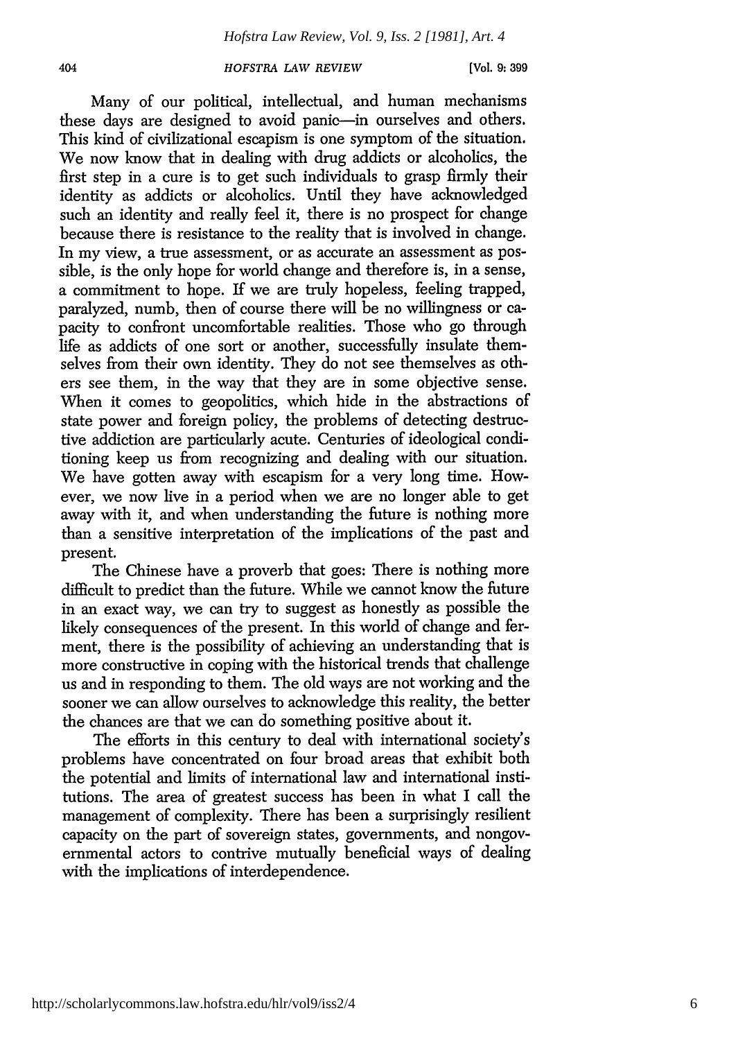Many of our political, intellectual, and human mechanisms these days are designed to avoid panic—in ourselves and others. This kind of civilizational escapism is one symptom of the situation. We now know that in dealing with drug addicts or alcoholics, the first step in a cure is to get such individuals to grasp firmly their identity as addicts or alcoholics. Until they have acknowledged such an identity and really feel it, there is no prospect for change because there is resistance to the reality that is involved in change. In my view, a true assessment, or as accurate an assessment as possible, is the only hope for world change and therefore is, in a sense, a commitment to hope. If we are truly hopeless, feeling trapped, paralyzed, numb, then of course there will be no willingness or capacity to confront uncomfortable realities. Those who go through life as addicts of one sort or another, successfully insulate themselves from their own identity. They do not see themselves as others see them, in the way that they are in some objective sense. When it comes to geopolitics, which hide in the abstractions of state power and foreign policy, the problems of detecting destructive addiction are particularly acute. Centuries of ideological conditioning keep us from recognizing and dealing with our situation. We have gotten away with escapism for a very long time. However, we now live in a period when we are no longer able to get away with it, and when understanding the future is nothing more than a sensitive interpretation of the implications of the past and present.

The Chinese have a proverb that goes: There is nothing more difficult to predict than the future. While we cannot know the future in an exact way, we can try to suggest as honestly as possible the likely consequences of the present. In this world of change and ferment, there is the possibility of achieving an understanding that is more constructive in coping with the historical trends that challenge us and in responding to them. The old ways are not working and the sooner we can allow ourselves to acknowledge this reality, the better the chances are that we can do something positive about it.

The efforts in this century to deal with international society's problems have concentrated on four broad areas that exhibit both the potential and limits of international law and international institutions. The area of greatest success has been in what I call the management of complexity. There has been a surprisingly resilient capacity on the part of sovereign states, governments, and nongovernmental actors to contrive mutually beneficial ways of dealing with the implications of interdependence.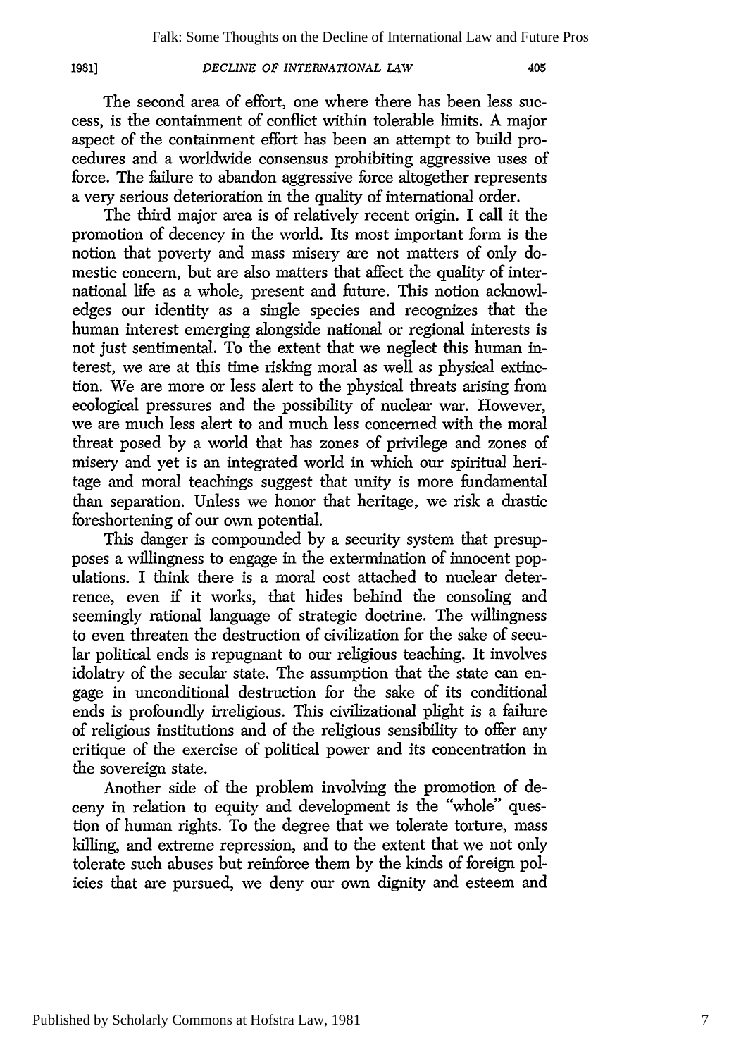The second area of effort, one where there has been less success, is the containment of conflict within tolerable limits. A major aspect of the containment effort has been an attempt to build procedures and a worldwide consensus prohibiting aggressive uses of force. The failure to abandon aggressive force altogether represents a very serious deterioration in the quality of international order.

The third major area is of relatively recent origin. I call it the promotion of decency in the world. Its most important form is the notion that poverty and mass misery are not matters of only domestic concern, but are also matters that affect the quality of international life as a whole, present and future. This notion acknowledges our identity as a single species and recognizes that the human interest emerging alongside national or regional interests is not just sentimental. To the extent that we neglect this human interest, we are at this time risking moral as well as physical extinction. We are more or less alert to the physical threats arising from ecological pressures and the possibility of nuclear war. However, we are much less alert to and much less concerned with the moral threat posed by a world that has zones of privilege and zones of misery and yet is an integrated world in which our spiritual heritage and moral teachings suggest that unity is more fundamental than separation. Unless we honor that heritage, we risk a drastic foreshortening of our own potential.

This danger is compounded by a security system that presupposes a willingness to engage in the extermination of innocent populations. I think there is a moral cost attached to nuclear deterrence, even if it works, that hides behind the consoling and seemingly rational language of strategic doctrine. The willingness to even threaten the destruction of civilization for the sake of secular political ends is repugnant to our religious teaching. It involves idolatry of the secular state. The assumption that the state can engage in unconditional destruction for the sake of its conditional ends is profoundly irreligious. This civilizational plight is a failure of religious institutions and of the religious sensibility to offer any critique of the exercise of political power and its concentration in the sovereign state.

Another side of the problem involving the promotion of deceny in relation to equity and development is the "whole" question of human rights. To the degree that we tolerate torture, mass killing, and extreme repression, and to the extent that we not only tolerate such abuses but reinforce them by the kinds of foreign policies that are pursued, we deny our own dignity and esteem and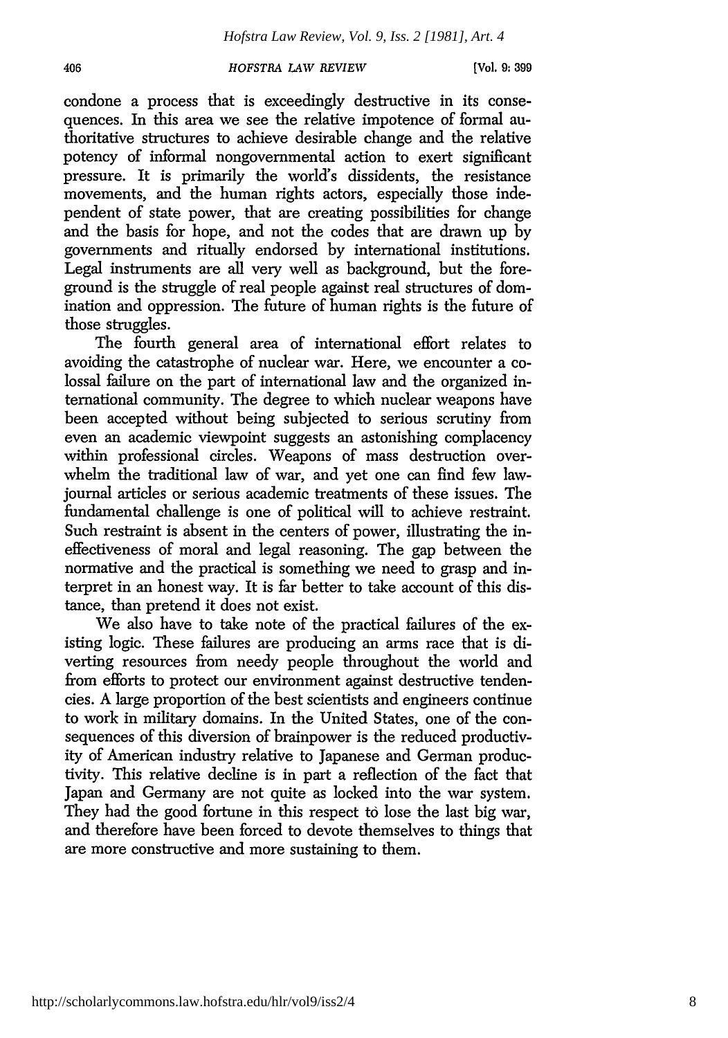condone a process that is exceedingly destructive in its consequences. In this area we see the relative impotence of formal authoritative structures to achieve desirable change and the relative potency of informal nongovernmental action to exert significant pressure. It is primarily the world's dissidents, the resistance movements, and the human rights actors, especially those independent of state power, that are creating possibilities for change and the basis for hope, and not the codes that are drawn up by governments and ritually endorsed by international institutions. Legal instruments are all very well as background, but the foreground is the struggle of real people against real structures of domination and oppression. The future of human rights is the future of those struggles.

The fourth general area of international effort relates to avoiding the catastrophe of nuclear war. Here, we encounter a colossal failure on the part of international law and the organized international community. The degree to which nuclear weapons have been accepted without being subjected to serious scrutiny from even an academic viewpoint suggests an astonishing complacency within professional circles. Weapons of mass destruction overwhelm the traditional law of war, and yet one can find few law-journal articles or serious academic treatments of these issues. The fundamental challenge is one of political will to achieve restraint. Such restraint is absent in the centers of power, illustrating the ineffectiveness of moral and legal reasoning. The gap between the normative and the practical is something we need to grasp and interpret in an honest way. It is far better to take account of this distance, than pretend it does not exist.

We also have to take note of the practical failures of the existing logic. These failures are producing an arms race that is diverting resources from needy people throughout the world and from efforts to protect our environment against destructive tendencies. A large proportion of the best scientists and engineers continue to work in military domains. In the United States, one of the consequences of this diversion of brainpower is the reduced productivity of American industry relative to Japanese and German productivity. This relative decline is in part a reflection of the fact that Japan and Germany are not quite as locked into the war system. They had the good fortune in this respect to lose the last big war, and therefore have been forced to devote themselves to things that are more constructive and more sustaining to them.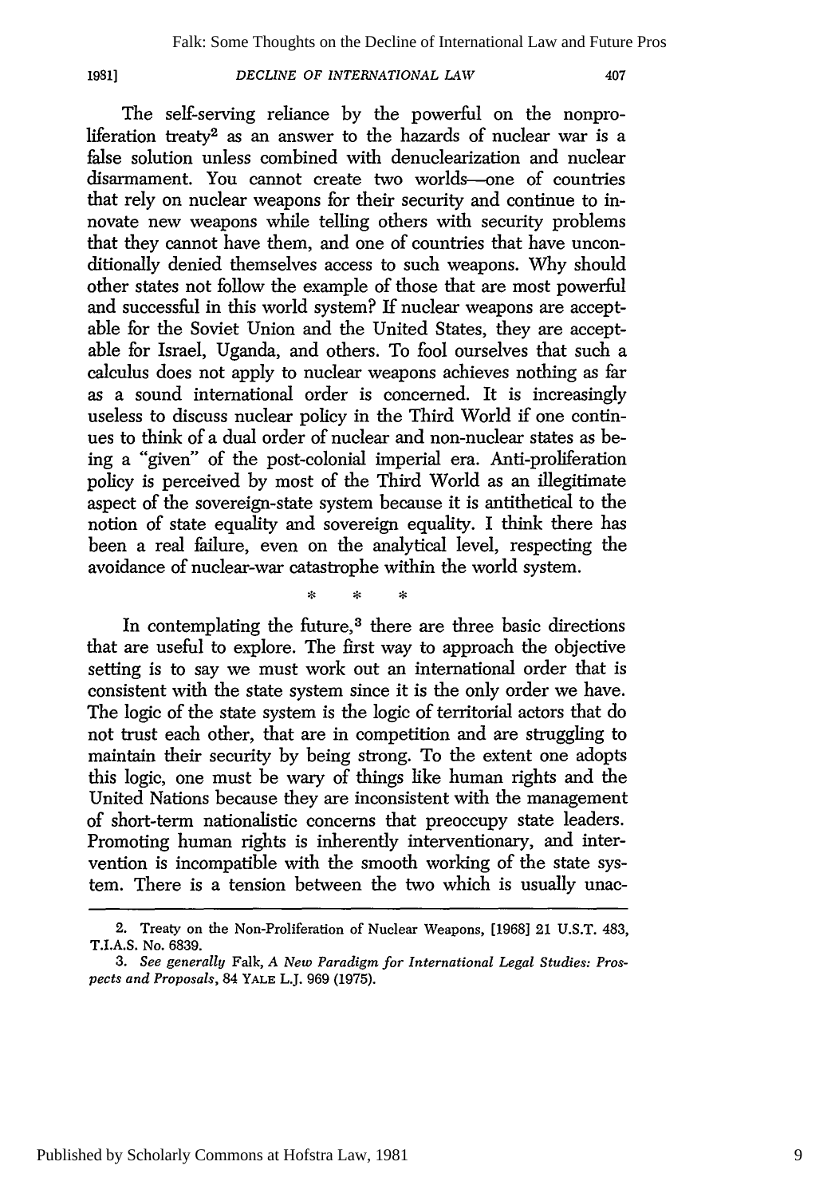The self-serving reliance by the powerful on the nonproliferation treaty[2] as an answer to the hazards of nuclear war is a false solution unless combined with denuclearization and nuclear disarmament. You cannot create two worlds—one of countries that rely on nuclear weapons for their security and continue to innovate new weapons while telling others with security problems that they cannot have them, and one of countries that have unconditionally denied themselves access to such weapons. Why should other states not follow the example of those that are most powerful and successful in this world system? If nuclear weapons are acceptable for the Soviet Union and the United States, they are acceptable for Israel, Uganda, and others. To fool ourselves that such a calculus does not apply to nuclear weapons achieves nothing as far as a sound international order is concerned. It is increasingly useless to discuss nuclear policy in the Third World if one continues to think of a dual order of nuclear and non-nuclear states as being a "given" of the post-colonial imperial era. Anti-proliferation policy is perceived by most of the Third World as an illegitimate aspect of the sovereign-state system because it is antithetical to the notion of state equality and sovereign equality. I think there has been a real failure, even on the analytical level, respecting the avoidance of nuclear-war catastrophe within the world system.

\* \* \*

In contemplating the future,[3] there are three basic directions that are useful to explore. The first way to approach the objective setting is to say we must work out an international order that is consistent with the state system since it is the only order we have. The logic of the state system is the logic of territorial actors that do not trust each other, that are in competition and are struggling to maintain their security by being strong. To the extent one adopts this logic, one must be wary of things like human rights and the United Nations because they are inconsistent with the management of short-term nationalistic concerns that preoccupy state leaders. Promoting human rights is inherently interventionary, and intervention is incompatible with the smooth working of the state system. There is a tension between the two which is usually unac-

---

2. Treaty on the Non-Proliferation of Nuclear Weapons, [1968] 21 U.S.T. 483, T.I.A.S. No. 6839.

3. *See generally* Falk, *A New Paradigm for International Legal Studies: Prospects and Proposals*, 84 YALE L.J. 969 (1975).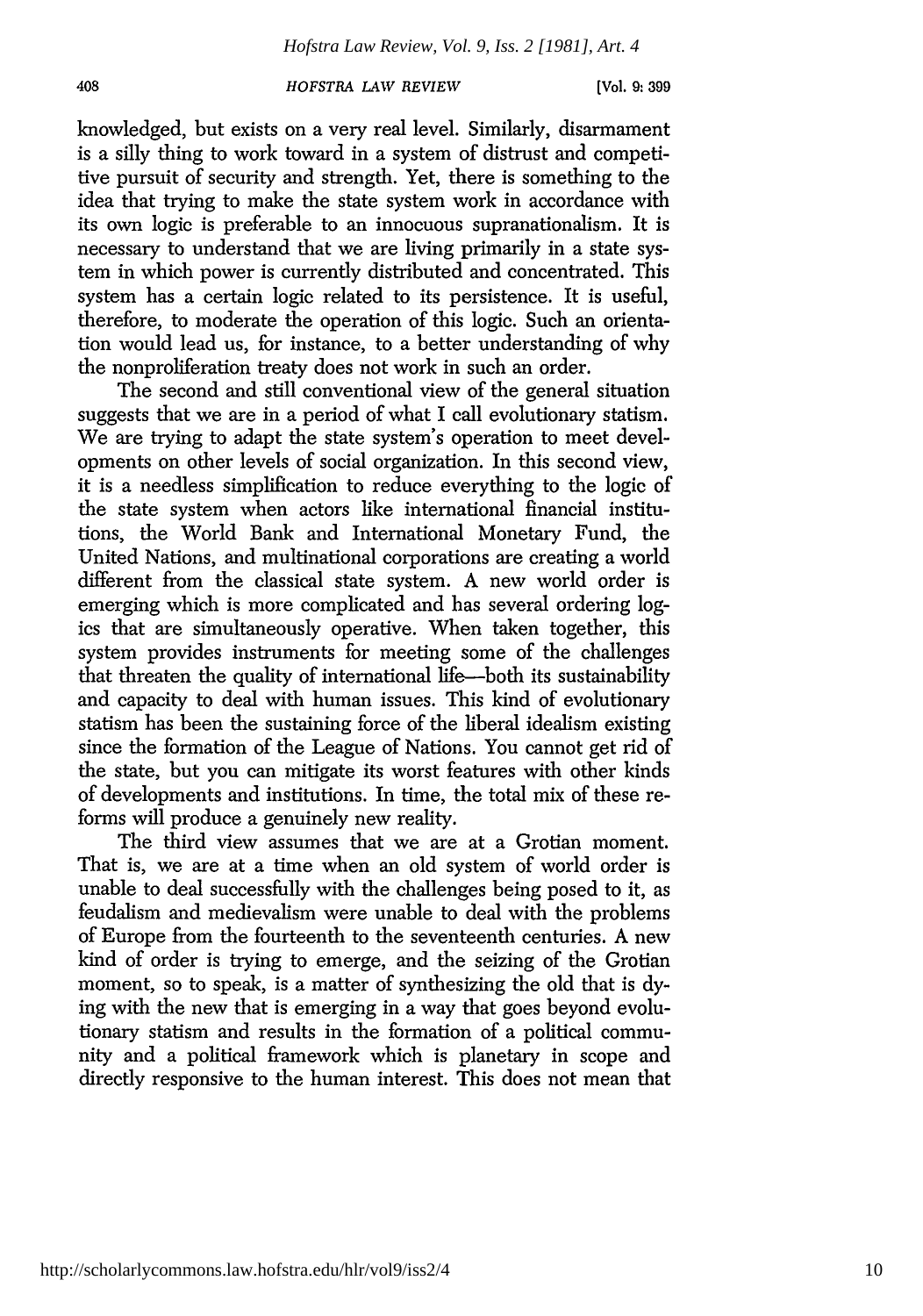knowledged, but exists on a very real level. Similarly, disarmament is a silly thing to work toward in a system of distrust and competitive pursuit of security and strength. Yet, there is something to the idea that trying to make the state system work in accordance with its own logic is preferable to an innocuous supranationalism. It is necessary to understand that we are living primarily in a state system in which power is currently distributed and concentrated. This system has a certain logic related to its persistence. It is useful, therefore, to moderate the operation of this logic. Such an orientation would lead us, for instance, to a better understanding of why the nonproliferation treaty does not work in such an order.

The second and still conventional view of the general situation suggests that we are in a period of what I call evolutionary statism. We are trying to adapt the state system's operation to meet developments on other levels of social organization. In this second view, it is a needless simplification to reduce everything to the logic of the state system when actors like international financial institutions, the World Bank and International Monetary Fund, the United Nations, and multinational corporations are creating a world different from the classical state system. A new world order is emerging which is more complicated and has several ordering logics that are simultaneously operative. When taken together, this system provides instruments for meeting some of the challenges that threaten the quality of international life—both its sustainability and capacity to deal with human issues. This kind of evolutionary statism has been the sustaining force of the liberal idealism existing since the formation of the League of Nations. You cannot get rid of the state, but you can mitigate its worst features with other kinds of developments and institutions. In time, the total mix of these reforms will produce a genuinely new reality.

The third view assumes that we are at a Grotian moment. That is, we are at a time when an old system of world order is unable to deal successfully with the challenges being posed to it, as feudalism and medievalism were unable to deal with the problems of Europe from the fourteenth to the seventeenth centuries. A new kind of order is trying to emerge, and the seizing of the Grotian moment, so to speak, is a matter of synthesizing the old that is dying with the new that is emerging in a way that goes beyond evolutionary statism and results in the formation of a political community and a political framework which is planetary in scope and directly responsive to the human interest. This does not mean that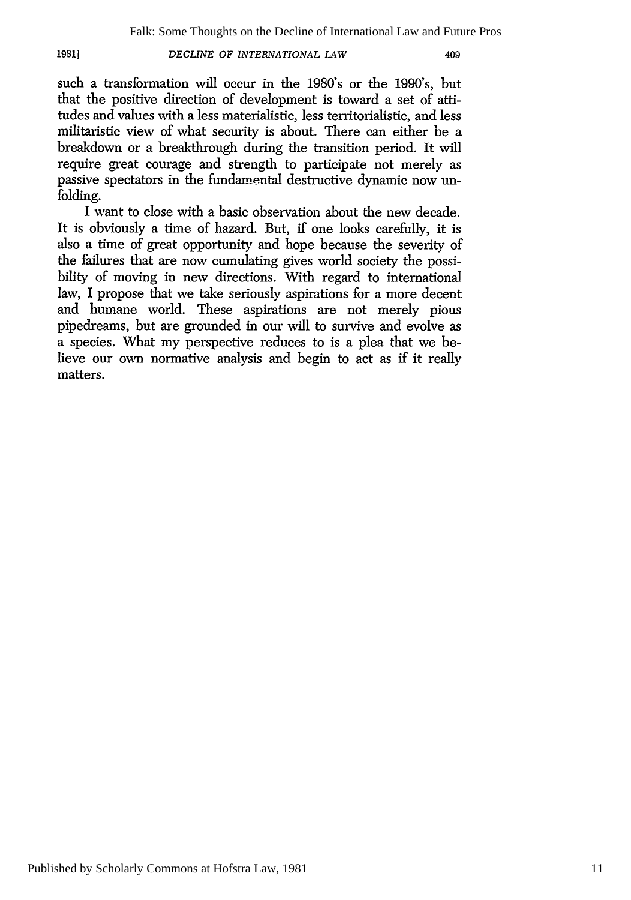such a transformation will occur in the 1980's or the 1990's, but that the positive direction of development is toward a set of attitudes and values with a less materialistic, less territorialistic, and less militaristic view of what security is about. There can either be a breakdown or a breakthrough during the transition period. It will require great courage and strength to participate not merely as passive spectators in the fundamental destructive dynamic now unfolding.

I want to close with a basic observation about the new decade. It is obviously a time of hazard. But, if one looks carefully, it is also a time of great opportunity and hope because the severity of the failures that are now cumulating gives world society the possibility of moving in new directions. With regard to international law, I propose that we take seriously aspirations for a more decent and humane world. These aspirations are not merely pious pipedreams, but are grounded in our will to survive and evolve as a species. What my perspective reduces to is a plea that we believe our own normative analysis and begin to act as if it really matters.